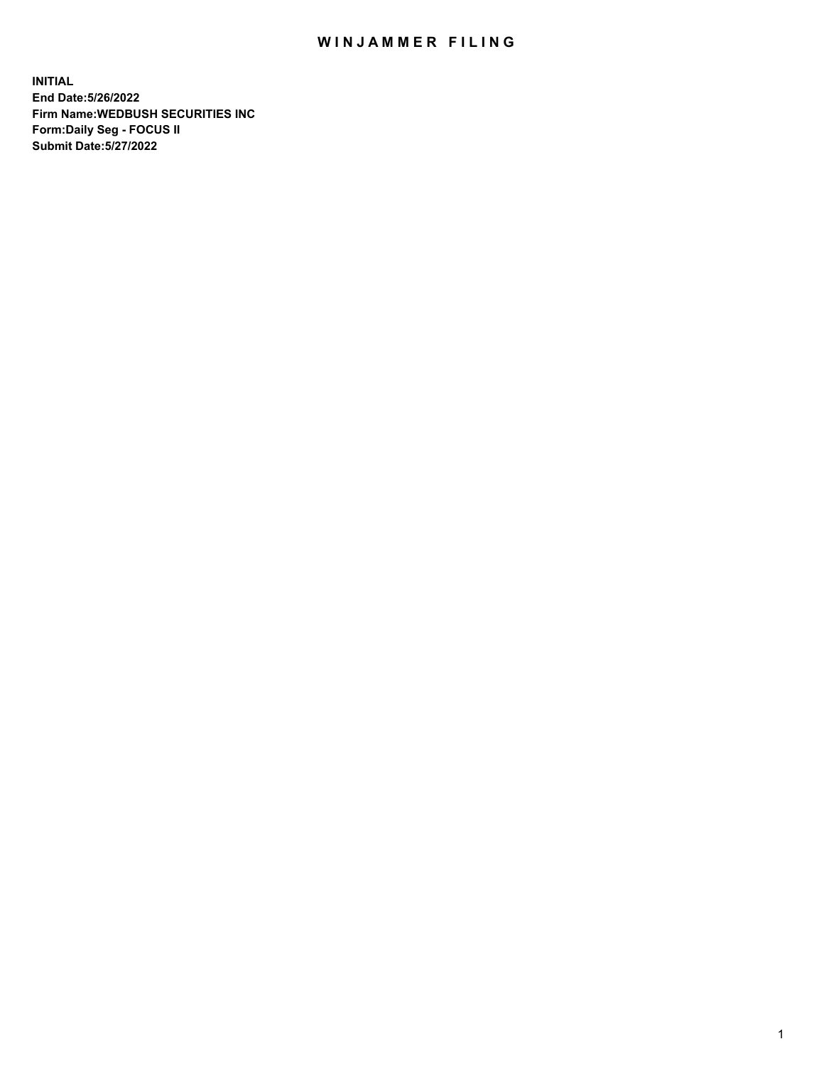# WINJAMMER FILING

**INITIAL**
**End Date:5/26/2022**
**Firm Name:WEDBUSH SECURITIES INC**
**Form:Daily Seg - FOCUS II**
**Submit Date:5/27/2022**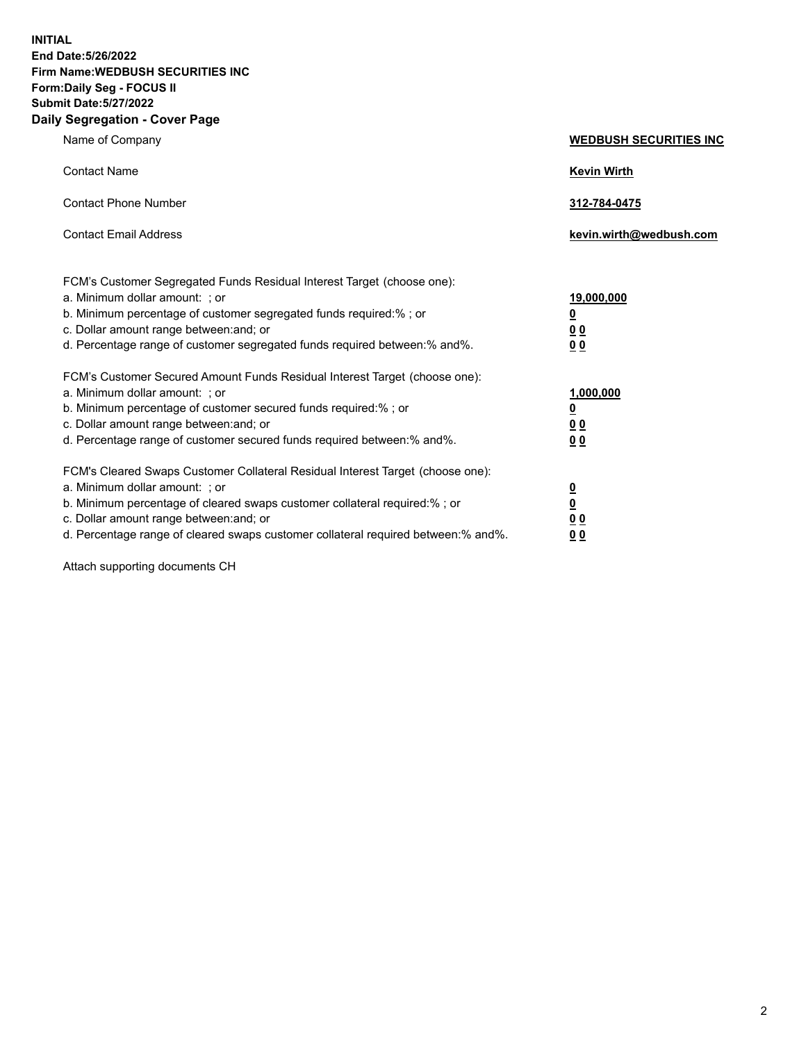**INITIAL**
**End Date:5/26/2022**
**Firm Name:WEDBUSH SECURITIES INC**
**Form:Daily Seg - FOCUS II**
**Submit Date:5/27/2022**

## Daily Segregation - Cover Page

| | |
|---|---|
| Name of Company | **WEDBUSH SECURITIES INC** |
| Contact Name | **Kevin Wirth** |
| Contact Phone Number | **312-784-0475** |
| Contact Email Address | **kevin.wirth@wedbush.com** |

| | |
|---|---|
| FCM's Customer Segregated Funds Residual Interest Target (choose one): | |
| a. Minimum dollar amount: ; or | **19,000,000** |
| b. Minimum percentage of customer segregated funds required:% ; or | **0** |
| c. Dollar amount range between:and; or | **0 0** |
| d. Percentage range of customer segregated funds required between:% and%. | **0 0** |
| FCM's Customer Secured Amount Funds Residual Interest Target (choose one): | |
| a. Minimum dollar amount: ; or | **1,000,000** |
| b. Minimum percentage of customer secured funds required:% ; or | **0** |
| c. Dollar amount range between:and; or | **0 0** |
| d. Percentage range of customer secured funds required between:% and%. | **0 0** |
| FCM's Cleared Swaps Customer Collateral Residual Interest Target (choose one): | |
| a. Minimum dollar amount: ; or | **0** |
| b. Minimum percentage of cleared swaps customer collateral required:% ; or | **0** |
| c. Dollar amount range between:and; or | **0 0** |
| d. Percentage range of cleared swaps customer collateral required between:% and%. | **0 0** |

Attach supporting documents CH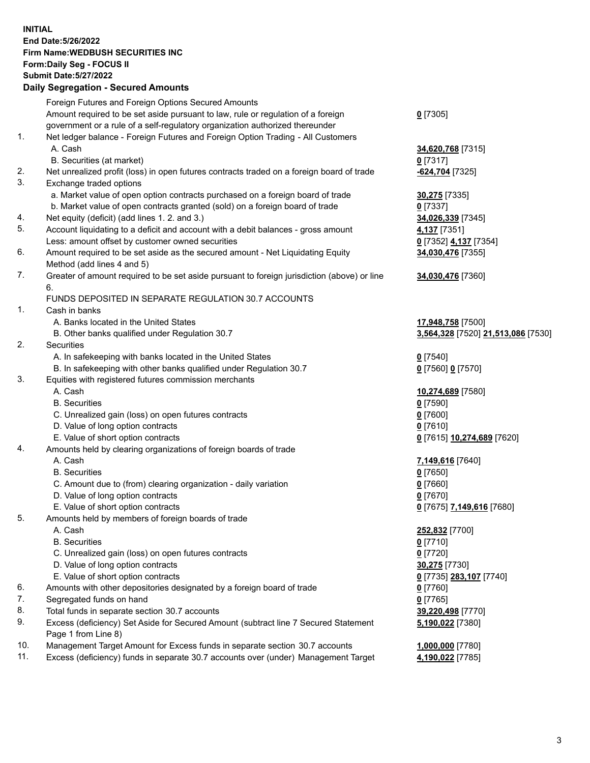**INITIAL**
**End Date:5/26/2022**
**Firm Name:WEDBUSH SECURITIES INC**
**Form:Daily Seg - FOCUS II**
**Submit Date:5/27/2022**

**Daily Segregation - Secured Amounts**

| | | |
|---|---|---|
| | Foreign Futures and Foreign Options Secured Amounts | |
| | Amount required to be set aside pursuant to law, rule or regulation of a foreign government or a rule of a self-regulatory organization authorized thereunder | **0** [7305] |
| 1. | Net ledger balance - Foreign Futures and Foreign Option Trading - All Customers | |
| | A. Cash | **34,620,768** [7315] |
| | B. Securities (at market) | **0** [7317] |
| 2. | Net unrealized profit (loss) in open futures contracts traded on a foreign board of trade | **-624,704** [7325] |
| 3. | Exchange traded options | |
| | a. Market value of open option contracts purchased on a foreign board of trade | **30,275** [7335] |
| | b. Market value of open contracts granted (sold) on a foreign board of trade | **0** [7337] |
| 4. | Net equity (deficit) (add lines 1. 2. and 3.) | **34,026,339** [7345] |
| 5. | Account liquidating to a deficit and account with a debit balances - gross amount | **4,137** [7351] |
| | Less: amount offset by customer owned securities | **0** [7352] **4,137** [7354] |
| 6. | Amount required to be set aside as the secured amount - Net Liquidating Equity Method (add lines 4 and 5) | **34,030,476** [7355] |
| 7. | Greater of amount required to be set aside pursuant to foreign jurisdiction (above) or line 6. | **34,030,476** [7360] |
| | FUNDS DEPOSITED IN SEPARATE REGULATION 30.7 ACCOUNTS | |
| 1. | Cash in banks | |
| | A. Banks located in the United States | **17,948,758** [7500] |
| | B. Other banks qualified under Regulation 30.7 | **3,564,328** [7520] **21,513,086** [7530] |
| 2. | Securities | |
| | A. In safekeeping with banks located in the United States | **0** [7540] |
| | B. In safekeeping with other banks qualified under Regulation 30.7 | **0** [7560] **0** [7570] |
| 3. | Equities with registered futures commission merchants | |
| | A. Cash | **10,274,689** [7580] |
| | B. Securities | **0** [7590] |
| | C. Unrealized gain (loss) on open futures contracts | **0** [7600] |
| | D. Value of long option contracts | **0** [7610] |
| | E. Value of short option contracts | **0** [7615] **10,274,689** [7620] |
| 4. | Amounts held by clearing organizations of foreign boards of trade | |
| | A. Cash | **7,149,616** [7640] |
| | B. Securities | **0** [7650] |
| | C. Amount due to (from) clearing organization - daily variation | **0** [7660] |
| | D. Value of long option contracts | **0** [7670] |
| | E. Value of short option contracts | **0** [7675] **7,149,616** [7680] |
| 5. | Amounts held by members of foreign boards of trade | |
| | A. Cash | **252,832** [7700] |
| | B. Securities | **0** [7710] |
| | C. Unrealized gain (loss) on open futures contracts | **0** [7720] |
| | D. Value of long option contracts | **30,275** [7730] |
| | E. Value of short option contracts | **0** [7735] **283,107** [7740] |
| 6. | Amounts with other depositories designated by a foreign board of trade | **0** [7760] |
| 7. | Segregated funds on hand | **0** [7765] |
| 8. | Total funds in separate section 30.7 accounts | **39,220,498** [7770] |
| 9. | Excess (deficiency) Set Aside for Secured Amount (subtract line 7 Secured Statement Page 1 from Line 8) | **5,190,022** [7380] |
| 10. | Management Target Amount for Excess funds in separate section 30.7 accounts | **1,000,000** [7780] |
| 11. | Excess (deficiency) funds in separate 30.7 accounts over (under) Management Target | **4,190,022** [7785] |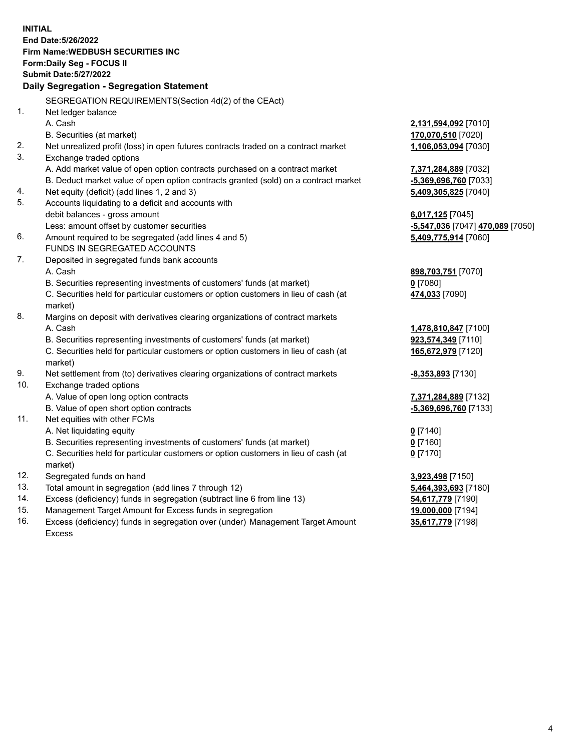**INITIAL**
**End Date:5/26/2022**
**Firm Name:WEDBUSH SECURITIES INC**
**Form:Daily Seg - FOCUS II**
**Submit Date:5/27/2022**

### Daily Segregation - Segregation Statement

SEGREGATION REQUIREMENTS(Section 4d(2) of the CEAct)

| | | |
|---|---|---|
| 1. | Net ledger balance | |
| | A. Cash | **2,131,594,092** [7010] |
| | B. Securities (at market) | **170,070,510** [7020] |
| 2. | Net unrealized profit (loss) in open futures contracts traded on a contract market | **1,106,053,094** [7030] |
| 3. | Exchange traded options | |
| | A. Add market value of open option contracts purchased on a contract market | **7,371,284,889** [7032] |
| | B. Deduct market value of open option contracts granted (sold) on a contract market | **-5,369,696,760** [7033] |
| 4. | Net equity (deficit) (add lines 1, 2 and 3) | **5,409,305,825** [7040] |
| 5. | Accounts liquidating to a deficit and accounts with debit balances - gross amount | **6,017,125** [7045] |
| | Less: amount offset by customer securities | **-5,547,036** [7047] **470,089** [7050] |
| 6. | Amount required to be segregated (add lines 4 and 5) | **5,409,775,914** [7060] |
| | FUNDS IN SEGREGATED ACCOUNTS | |
| 7. | Deposited in segregated funds bank accounts | |
| | A. Cash | **898,703,751** [7070] |
| | B. Securities representing investments of customers' funds (at market) | **0** [7080] |
| | C. Securities held for particular customers or option customers in lieu of cash (at market) | **474,033** [7090] |
| 8. | Margins on deposit with derivatives clearing organizations of contract markets | |
| | A. Cash | **1,478,810,847** [7100] |
| | B. Securities representing investments of customers' funds (at market) | **923,574,349** [7110] |
| | C. Securities held for particular customers or option customers in lieu of cash (at market) | **165,672,979** [7120] |
| 9. | Net settlement from (to) derivatives clearing organizations of contract markets | **-8,353,893** [7130] |
| 10. | Exchange traded options | |
| | A. Value of open long option contracts | **7,371,284,889** [7132] |
| | B. Value of open short option contracts | **-5,369,696,760** [7133] |
| 11. | Net equities with other FCMs | |
| | A. Net liquidating equity | **0** [7140] |
| | B. Securities representing investments of customers' funds (at market) | **0** [7160] |
| | C. Securities held for particular customers or option customers in lieu of cash (at market) | **0** [7170] |
| 12. | Segregated funds on hand | **3,923,498** [7150] |
| 13. | Total amount in segregation (add lines 7 through 12) | **5,464,393,693** [7180] |
| 14. | Excess (deficiency) funds in segregation (subtract line 6 from line 13) | **54,617,779** [7190] |
| 15. | Management Target Amount for Excess funds in segregation | **19,000,000** [7194] |
| 16. | Excess (deficiency) funds in segregation over (under) Management Target Amount Excess | **35,617,779** [7198] |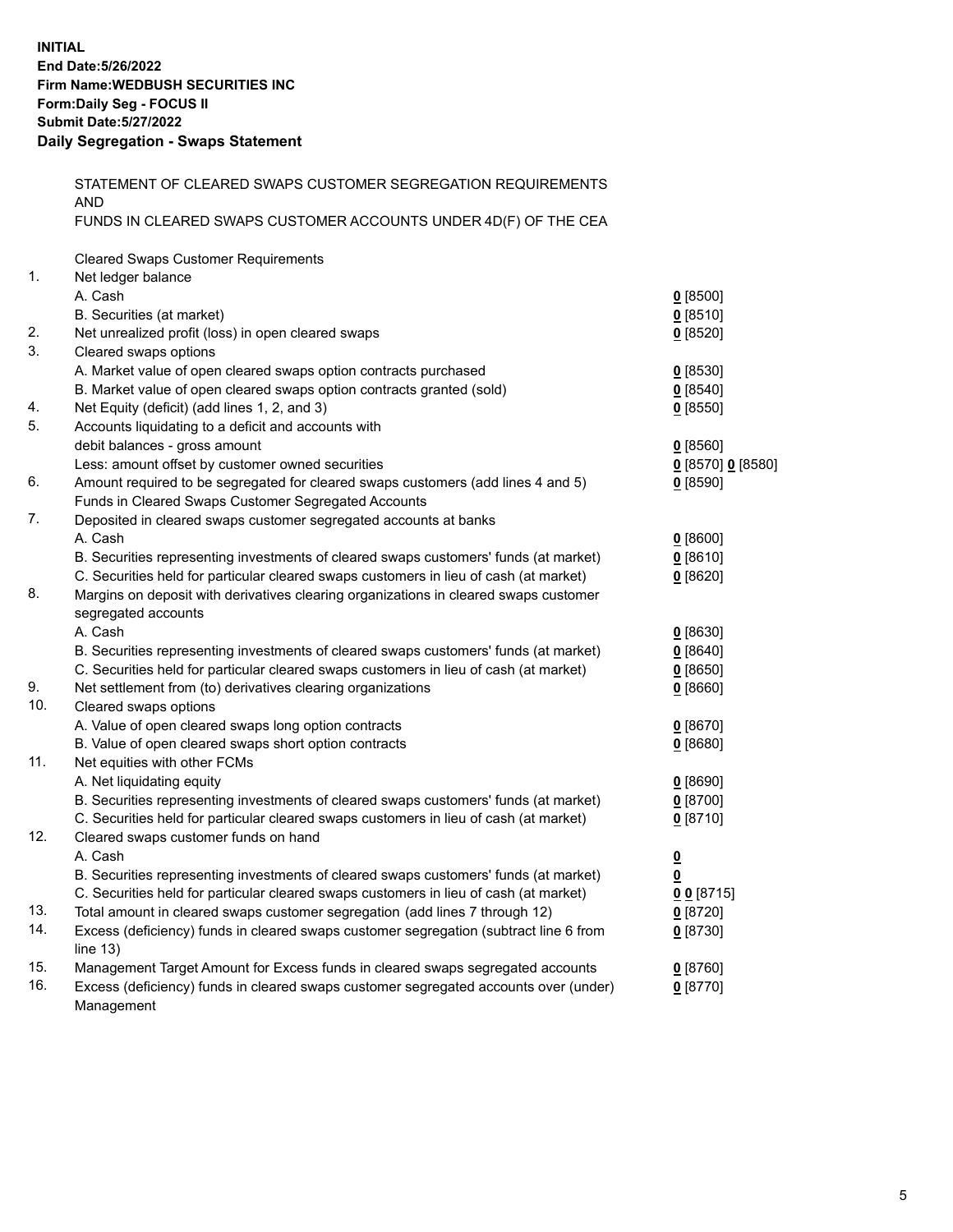**INITIAL**
**End Date:5/26/2022**
**Firm Name:WEDBUSH SECURITIES INC**
**Form:Daily Seg - FOCUS II**
**Submit Date:5/27/2022**
**Daily Segregation - Swaps Statement**

STATEMENT OF CLEARED SWAPS CUSTOMER SEGREGATION REQUIREMENTS AND
FUNDS IN CLEARED SWAPS CUSTOMER ACCOUNTS UNDER 4D(F) OF THE CEA

| | | |
|---|---|---|
| | Cleared Swaps Customer Requirements | |
| 1. | Net ledger balance | |
| | A. Cash | 0 [8500] |
| | B. Securities (at market) | 0 [8510] |
| 2. | Net unrealized profit (loss) in open cleared swaps | 0 [8520] |
| 3. | Cleared swaps options | |
| | A. Market value of open cleared swaps option contracts purchased | 0 [8530] |
| | B. Market value of open cleared swaps option contracts granted (sold) | 0 [8540] |
| 4. | Net Equity (deficit) (add lines 1, 2, and 3) | 0 [8550] |
| 5. | Accounts liquidating to a deficit and accounts with | |
| | debit balances - gross amount | 0 [8560] |
| | Less: amount offset by customer owned securities | 0 [8570] 0 [8580] |
| 6. | Amount required to be segregated for cleared swaps customers (add lines 4 and 5) | 0 [8590] |
| | Funds in Cleared Swaps Customer Segregated Accounts | |
| 7. | Deposited in cleared swaps customer segregated accounts at banks | |
| | A. Cash | 0 [8600] |
| | B. Securities representing investments of cleared swaps customers' funds (at market) | 0 [8610] |
| | C. Securities held for particular cleared swaps customers in lieu of cash (at market) | 0 [8620] |
| 8. | Margins on deposit with derivatives clearing organizations in cleared swaps customer segregated accounts | |
| | A. Cash | 0 [8630] |
| | B. Securities representing investments of cleared swaps customers' funds (at market) | 0 [8640] |
| | C. Securities held for particular cleared swaps customers in lieu of cash (at market) | 0 [8650] |
| 9. | Net settlement from (to) derivatives clearing organizations | 0 [8660] |
| 10. | Cleared swaps options | |
| | A. Value of open cleared swaps long option contracts | 0 [8670] |
| | B. Value of open cleared swaps short option contracts | 0 [8680] |
| 11. | Net equities with other FCMs | |
| | A. Net liquidating equity | 0 [8690] |
| | B. Securities representing investments of cleared swaps customers' funds (at market) | 0 [8700] |
| | C. Securities held for particular cleared swaps customers in lieu of cash (at market) | 0 [8710] |
| 12. | Cleared swaps customer funds on hand | |
| | A. Cash | 0 |
| | B. Securities representing investments of cleared swaps customers' funds (at market) | 0 |
| | C. Securities held for particular cleared swaps customers in lieu of cash (at market) | 0 0 [8715] |
| 13. | Total amount in cleared swaps customer segregation (add lines 7 through 12) | 0 [8720] |
| 14. | Excess (deficiency) funds in cleared swaps customer segregation (subtract line 6 from line 13) | 0 [8730] |
| 15. | Management Target Amount for Excess funds in cleared swaps segregated accounts | 0 [8760] |
| 16. | Excess (deficiency) funds in cleared swaps customer segregated accounts over (under) Management | 0 [8770] |